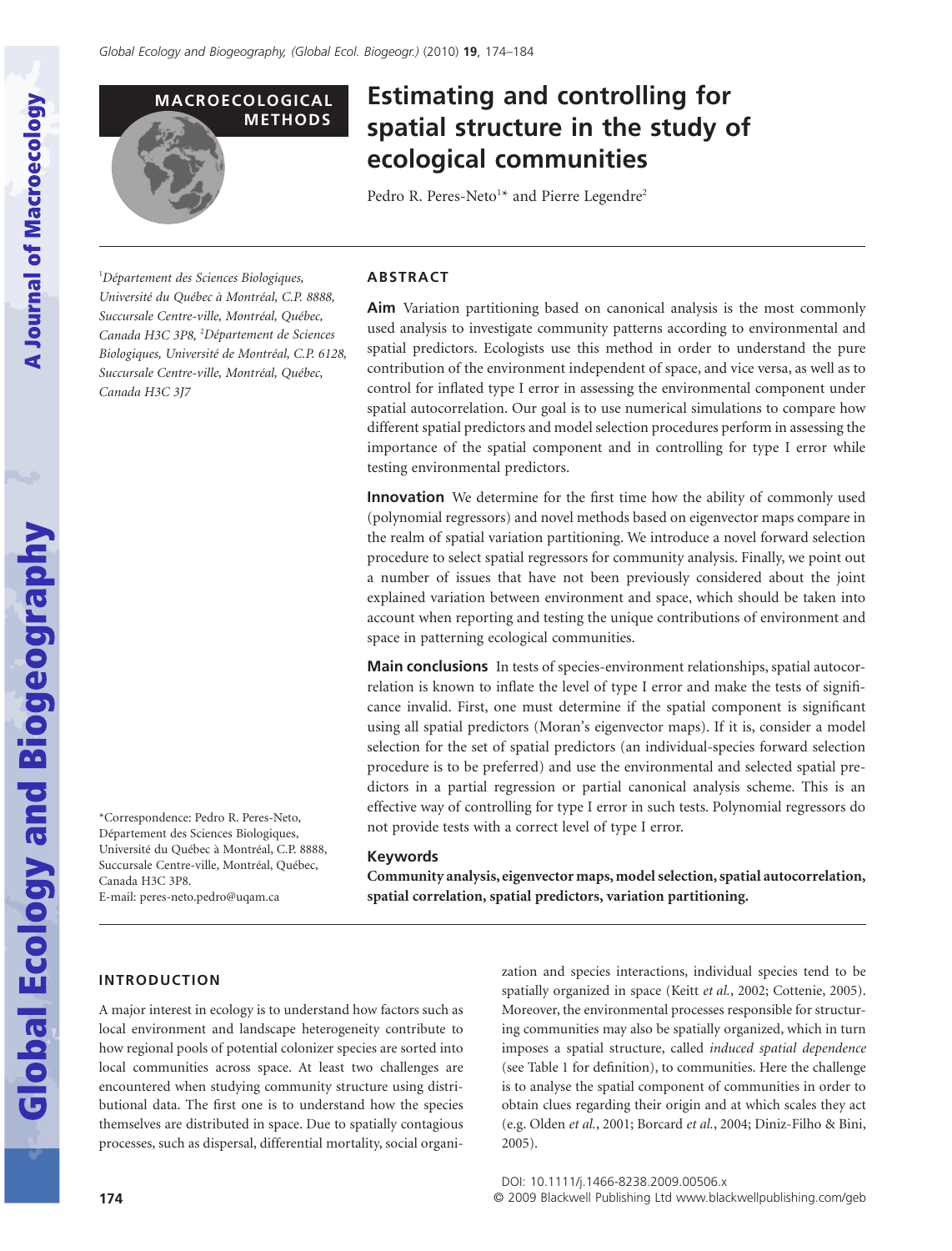MACROECOLOGICAL METHODS

# Estimating and controlling for spatial structure in the study of ecological communities

Pedro R. Peres-Neto[1]* and Pierre Legendre[2]

[1]*Département des Sciences Biologiques, Université du Québec à Montréal, C.P. 8888, Succursale Centre-ville, Montréal, Québec, Canada H3C 3P8,* [2]*Département de Sciences Biologiques, Université de Montréal, C.P. 6128, Succursale Centre-ville, Montréal, Québec, Canada H3C 3J7*

*Correspondence: Pedro R. Peres-Neto, Département des Sciences Biologiques, Université du Québec à Montréal, C.P. 8888, Succursale Centre-ville, Montréal, Québec, Canada H3C 3P8.
E-mail: peres-neto.pedro@uqam.ca

## ABSTRACT

**Aim** Variation partitioning based on canonical analysis is the most commonly used analysis to investigate community patterns according to environmental and spatial predictors. Ecologists use this method in order to understand the pure contribution of the environment independent of space, and vice versa, as well as to control for inflated type I error in assessing the environmental component under spatial autocorrelation. Our goal is to use numerical simulations to compare how different spatial predictors and model selection procedures perform in assessing the importance of the spatial component and in controlling for type I error while testing environmental predictors.

**Innovation** We determine for the first time how the ability of commonly used (polynomial regressors) and novel methods based on eigenvector maps compare in the realm of spatial variation partitioning. We introduce a novel forward selection procedure to select spatial regressors for community analysis. Finally, we point out a number of issues that have not been previously considered about the joint explained variation between environment and space, which should be taken into account when reporting and testing the unique contributions of environment and space in patterning ecological communities.

**Main conclusions** In tests of species-environment relationships, spatial autocorrelation is known to inflate the level of type I error and make the tests of significance invalid. First, one must determine if the spatial component is significant using all spatial predictors (Moran's eigenvector maps). If it is, consider a model selection for the set of spatial predictors (an individual-species forward selection procedure is to be preferred) and use the environmental and selected spatial predictors in a partial regression or partial canonical analysis scheme. This is an effective way of controlling for type I error in such tests. Polynomial regressors do not provide tests with a correct level of type I error.

**Keywords**

**Community analysis, eigenvector maps, model selection, spatial autocorrelation, spatial correlation, spatial predictors, variation partitioning.**

## INTRODUCTION

A major interest in ecology is to understand how factors such as local environment and landscape heterogeneity contribute to how regional pools of potential colonizer species are sorted into local communities across space. At least two challenges are encountered when studying community structure using distributional data. The first one is to understand how the species themselves are distributed in space. Due to spatially contagious processes, such as dispersal, differential mortality, social organization and species interactions, individual species tend to be spatially organized in space (Keitt *et al.*, 2002; Cottenie, 2005). Moreover, the environmental processes responsible for structuring communities may also be spatially organized, which in turn imposes a spatial structure, called *induced spatial dependence* (see Table 1 for definition), to communities. Here the challenge is to analyse the spatial component of communities in order to obtain clues regarding their origin and at which scales they act (e.g. Olden *et al.*, 2001; Borcard *et al.*, 2004; Diniz-Filho & Bini, 2005).

DOI: 10.1111/j.1466-8238.2009.00506.x
© 2009 Blackwell Publishing Ltd www.blackwellpublishing.com/geb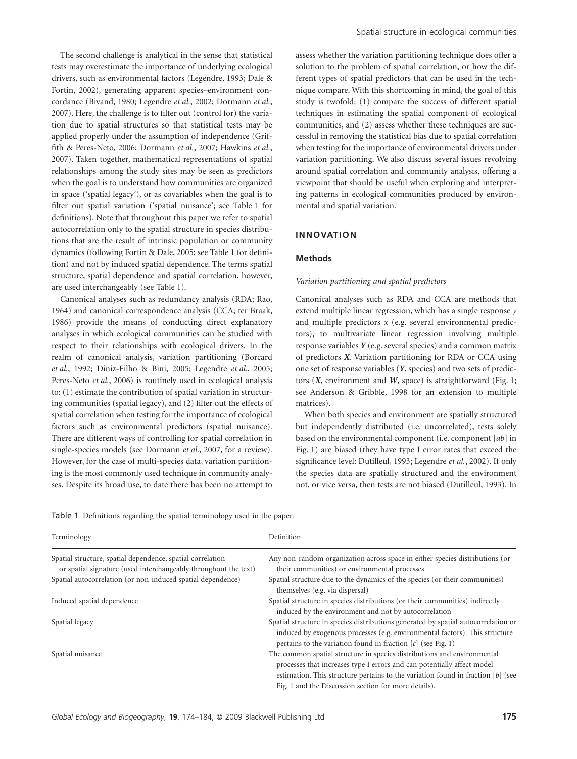The second challenge is analytical in the sense that statistical tests may overestimate the importance of underlying ecological drivers, such as environmental factors (Legendre, 1993; Dale & Fortin, 2002), generating apparent species–environment concordance (Bivand, 1980; Legendre *et al.*, 2002; Dormann *et al.*, 2007). Here, the challenge is to filter out (control for) the variation due to spatial structures so that statistical tests may be applied properly under the assumption of independence (Griffith & Peres-Neto, 2006; Dormann *et al.*, 2007; Hawkins *et al.*, 2007). Taken together, mathematical representations of spatial relationships among the study sites may be seen as predictors when the goal is to understand how communities are organized in space ('spatial legacy'), or as covariables when the goal is to filter out spatial variation ('spatial nuisance'; see Table 1 for definitions). Note that throughout this paper we refer to spatial autocorrelation only to the spatial structure in species distributions that are the result of intrinsic population or community dynamics (following Fortin & Dale, 2005; see Table 1 for definition) and not by induced spatial dependence. The terms spatial structure, spatial dependence and spatial correlation, however, are used interchangeably (see Table 1).

Canonical analyses such as redundancy analysis (RDA; Rao, 1964) and canonical correspondence analysis (CCA; ter Braak, 1986) provide the means of conducting direct explanatory analyses in which ecological communities can be studied with respect to their relationships with ecological drivers. In the realm of canonical analysis, variation partitioning (Borcard *et al.*, 1992; Diniz-Filho & Bini, 2005; Legendre *et al.*, 2005; Peres-Neto *et al.*, 2006) is routinely used in ecological analysis to: (1) estimate the contribution of spatial variation in structuring communities (spatial legacy), and (2) filter out the effects of spatial correlation when testing for the importance of ecological factors such as environmental predictors (spatial nuisance). There are different ways of controlling for spatial correlation in single-species models (see Dormann *et al.*, 2007, for a review). However, for the case of multi-species data, variation partitioning is the most commonly used technique in community analyses. Despite its broad use, to date there has been no attempt to assess whether the variation partitioning technique does offer a solution to the problem of spatial correlation, or how the different types of spatial predictors that can be used in the technique compare. With this shortcoming in mind, the goal of this study is twofold: (1) compare the success of different spatial techniques in estimating the spatial component of ecological communities, and (2) assess whether these techniques are successful in removing the statistical bias due to spatial correlation when testing for the importance of environmental drivers under variation partitioning. We also discuss several issues revolving around spatial correlation and community analysis, offering a viewpoint that should be useful when exploring and interpreting patterns in ecological communities produced by environmental and spatial variation.

## INNOVATION

### Methods

#### *Variation partitioning and spatial predictors*

Canonical analyses such as RDA and CCA are methods that extend multiple linear regression, which has a single response $y$ and multiple predictors $x$ (e.g. several environmental predictors), to multivariate linear regression involving multiple response variables $\boldsymbol{Y}$ (e.g. several species) and a common matrix of predictors $\boldsymbol{X}$. Variation partitioning for RDA or CCA using one set of response variables ($\boldsymbol{Y}$, species) and two sets of predictors ($\boldsymbol{X}$, environment and $\boldsymbol{W}$, space) is straightforward (Fig. 1; see Anderson & Gribble, 1998 for an extension to multiple matrices).

When both species and environment are spatially structured but independently distributed (i.e. uncorrelated), tests solely based on the environmental component (i.e. component [*ab*] in Fig. 1) are biased (they have type I error rates that exceed the significance level: Dutilleul, 1993; Legendre *et al.*, 2002). If only the species data are spatially structured and the environment not, or vice versa, then tests are not biased (Dutilleul, 1993). In

Table 1 Definitions regarding the spatial terminology used in the paper.

| Terminology | Definition |
|---|---|
| Spatial structure, spatial dependence, spatial correlation or spatial signature (used interchangeably throughout the text) | Any non-random organization across space in either species distributions (or their communities) or environmental processes |
| Spatial autocorrelation (or non-induced spatial dependence) | Spatial structure due to the dynamics of the species (or their communities) themselves (e.g. via dispersal) |
| Induced spatial dependence | Spatial structure in species distributions (or their communities) indirectly induced by the environment and not by autocorrelation |
| Spatial legacy | Spatial structure in species distributions generated by spatial autocorrelation or induced by exogenous processes (e.g. environmental factors). This structure pertains to the variation found in fraction [*c*] (see Fig. 1) |
| Spatial nuisance | The common spatial structure in species distributions and environmental processes that increases type I errors and can potentially affect model estimation. This structure pertains to the variation found in fraction [*b*] (see Fig. 1 and the Discussion section for more details). |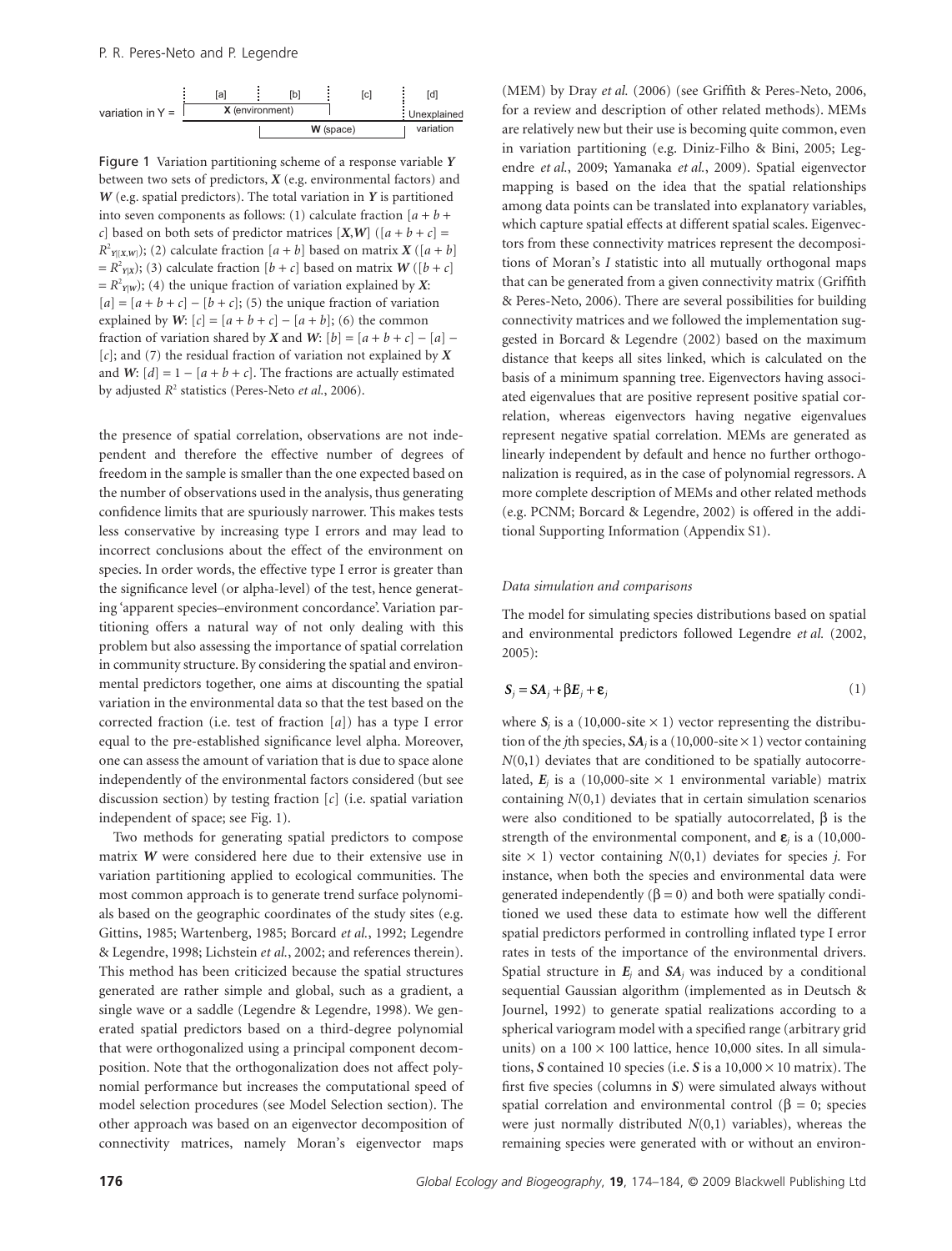variation in Y = [a] [b] [c] [d]; X (environment) spans [a]+[b]; W (space) spans [b]+[c]; [d] Unexplained variation

Figure 1 Variation partitioning scheme of a response variable $\boldsymbol{Y}$ between two sets of predictors, $\boldsymbol{X}$ (e.g. environmental factors) and $\boldsymbol{W}$ (e.g. spatial predictors). The total variation in $\boldsymbol{Y}$ is partitioned into seven components as follows: (1) calculate fraction $[a + b + c]$ based on both sets of predictor matrices $[\boldsymbol{X},\boldsymbol{W}]$ ($[a + b + c] = R^2_{Y|[X,W]}$); (2) calculate fraction $[a + b]$ based on matrix $\boldsymbol{X}$ ($[a + b] = R^2_{Y|X}$); (3) calculate fraction $[b + c]$ based on matrix $\boldsymbol{W}$ ($[b + c] = R^2_{Y|W}$); (4) the unique fraction of variation explained by $\boldsymbol{X}$: $[a] = [a + b + c] - [b + c]$; (5) the unique fraction of variation explained by $\boldsymbol{W}$: $[c] = [a + b + c] - [a + b]$; (6) the common fraction of variation shared by $\boldsymbol{X}$ and $\boldsymbol{W}$: $[b] = [a + b + c] - [a] - [c]$; and (7) the residual fraction of variation not explained by $\boldsymbol{X}$ and $\boldsymbol{W}$: $[d] = 1 - [a + b + c]$. The fractions are actually estimated by adjusted $R^2$ statistics (Peres-Neto *et al.*, 2006).

the presence of spatial correlation, observations are not independent and therefore the effective number of degrees of freedom in the sample is smaller than the one expected based on the number of observations used in the analysis, thus generating confidence limits that are spuriously narrower. This makes tests less conservative by increasing type I errors and may lead to incorrect conclusions about the effect of the environment on species. In order words, the effective type I error is greater than the significance level (or alpha-level) of the test, hence generating 'apparent species–environment concordance'. Variation partitioning offers a natural way of not only dealing with this problem but also assessing the importance of spatial correlation in community structure. By considering the spatial and environmental predictors together, one aims at discounting the spatial variation in the environmental data so that the test based on the corrected fraction (i.e. test of fraction $[a]$) has a type I error equal to the pre-established significance level alpha. Moreover, one can assess the amount of variation that is due to space alone independently of the environmental factors considered (but see discussion section) by testing fraction $[c]$ (i.e. spatial variation independent of space; see Fig. 1).

Two methods for generating spatial predictors to compose matrix $\boldsymbol{W}$ were considered here due to their extensive use in variation partitioning applied to ecological communities. The most common approach is to generate trend surface polynomials based on the geographic coordinates of the study sites (e.g. Gittins, 1985; Wartenberg, 1985; Borcard *et al.*, 1992; Legendre & Legendre, 1998; Lichstein *et al.*, 2002; and references therein). This method has been criticized because the spatial structures generated are rather simple and global, such as a gradient, a single wave or a saddle (Legendre & Legendre, 1998). We generated spatial predictors based on a third-degree polynomial that were orthogonalized using a principal component decomposition. Note that the orthogonalization does not affect polynomial performance but increases the computational speed of model selection procedures (see Model Selection section). The other approach was based on an eigenvector decomposition of connectivity matrices, namely Moran's eigenvector maps (MEM) by Dray *et al.* (2006) (see Griffith & Peres-Neto, 2006, for a review and description of other related methods). MEMs are relatively new but their use is becoming quite common, even in variation partitioning (e.g. Diniz-Filho & Bini, 2005; Legendre *et al.*, 2009; Yamanaka *et al.*, 2009). Spatial eigenvector mapping is based on the idea that the spatial relationships among data points can be translated into explanatory variables, which capture spatial effects at different spatial scales. Eigenvectors from these connectivity matrices represent the decompositions of Moran's $I$ statistic into all mutually orthogonal maps that can be generated from a given connectivity matrix (Griffith & Peres-Neto, 2006). There are several possibilities for building connectivity matrices and we followed the implementation suggested in Borcard & Legendre (2002) based on the maximum distance that keeps all sites linked, which is calculated on the basis of a minimum spanning tree. Eigenvectors having associated eigenvalues that are positive represent positive spatial correlation, whereas eigenvectors having negative eigenvalues represent negative spatial correlation. MEMs are generated as linearly independent by default and hence no further orthogonalization is required, as in the case of polynomial regressors. A more complete description of MEMs and other related methods (e.g. PCNM; Borcard & Legendre, 2002) is offered in the additional Supporting Information (Appendix S1).

### *Data simulation and comparisons*

The model for simulating species distributions based on spatial and environmental predictors followed Legendre *et al.* (2002, 2005):

$$\boldsymbol{S}_j = \boldsymbol{SA}_j + \beta \boldsymbol{E}_j + \boldsymbol{\varepsilon}_j \tag{1}$$

where $\boldsymbol{S}_j$ is a (10,000-site × 1) vector representing the distribution of the $j$th species, $\boldsymbol{SA}_j$ is a (10,000-site × 1) vector containing $N(0,1)$ deviates that are conditioned to be spatially autocorrelated, $\boldsymbol{E}_j$ is a (10,000-site × 1 environmental variable) matrix containing $N(0,1)$ deviates that in certain simulation scenarios were also conditioned to be spatially autocorrelated, $\beta$ is the strength of the environmental component, and $\boldsymbol{\varepsilon}_j$ is a (10,000-site × 1) vector containing $N(0,1)$ deviates for species $j$. For instance, when both the species and environmental data were generated independently ($\beta = 0$) and both were spatially conditioned we used these data to estimate how well the different spatial predictors performed in controlling inflated type I error rates in tests of the importance of the environmental drivers. Spatial structure in $\boldsymbol{E}_j$ and $\boldsymbol{SA}_j$ was induced by a conditional sequential Gaussian algorithm (implemented as in Deutsch & Journel, 1992) to generate spatial realizations according to a spherical variogram model with a specified range (arbitrary grid units) on a 100 × 100 lattice, hence 10,000 sites. In all simulations, $\boldsymbol{S}$ contained 10 species (i.e. $\boldsymbol{S}$ is a 10,000 × 10 matrix). The first five species (columns in $\boldsymbol{S}$) were simulated always without spatial correlation and environmental control ($\beta = 0$; species were just normally distributed $N(0,1)$ variables), whereas the remaining species were generated with or without an environ-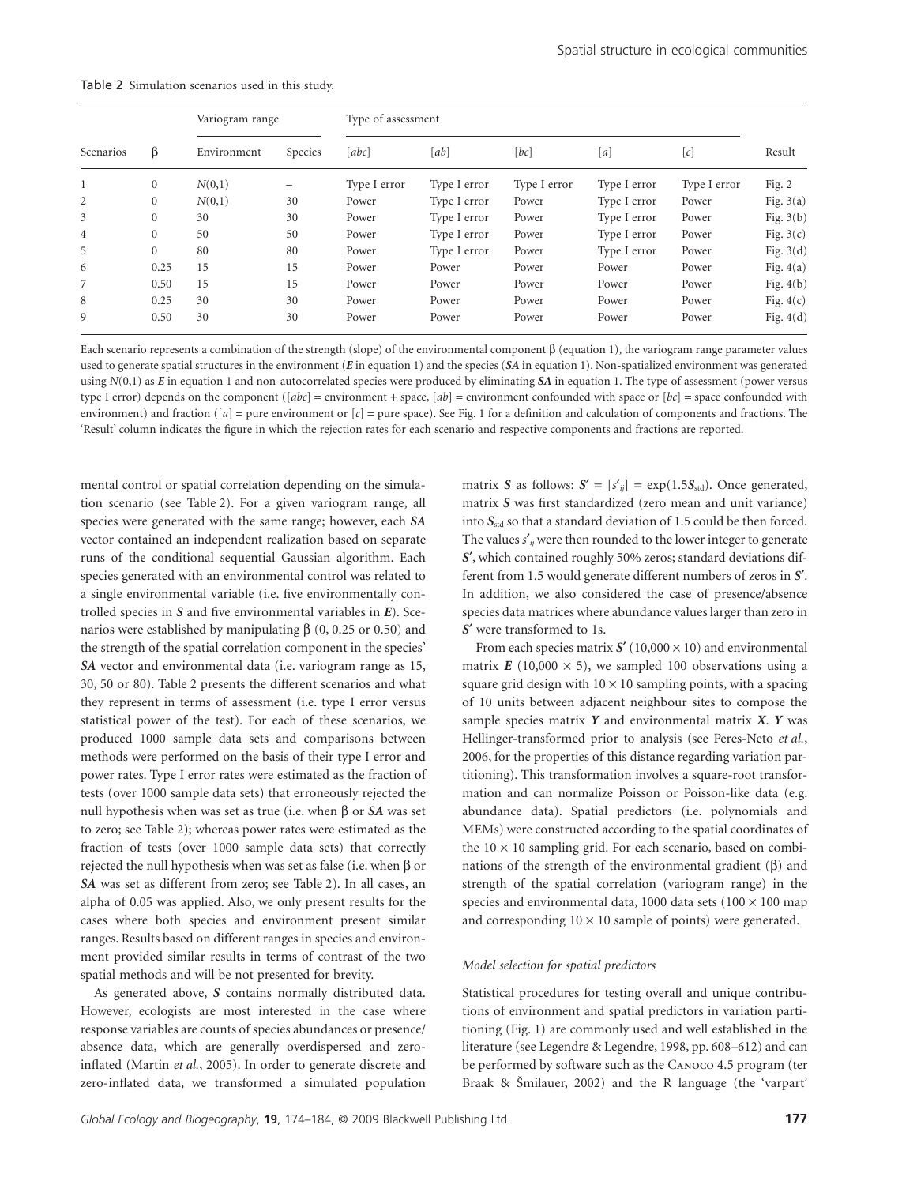Table 2 Simulation scenarios used in this study.

| Scenarios | β | Variogram range |  | Type of assessment |  |  |  |  | Result |
|---|---|---|---|---|---|---|---|---|---|
|  |  | Environment | Species | [*abc*] | [*ab*] | [*bc*] | [*a*] | [*c*] |  |
| 1 | 0 | $N(0,1)$ | – | Type I error | Type I error | Type I error | Type I error | Type I error | Fig. 2 |
| 2 | 0 | $N(0,1)$ | 30 | Power | Type I error | Power | Type I error | Power | Fig. 3(a) |
| 3 | 0 | 30 | 30 | Power | Type I error | Power | Type I error | Power | Fig. 3(b) |
| 4 | 0 | 50 | 50 | Power | Type I error | Power | Type I error | Power | Fig. 3(c) |
| 5 | 0 | 80 | 80 | Power | Type I error | Power | Type I error | Power | Fig. 3(d) |
| 6 | 0.25 | 15 | 15 | Power | Power | Power | Power | Power | Fig. 4(a) |
| 7 | 0.50 | 15 | 15 | Power | Power | Power | Power | Power | Fig. 4(b) |
| 8 | 0.25 | 30 | 30 | Power | Power | Power | Power | Power | Fig. 4(c) |
| 9 | 0.50 | 30 | 30 | Power | Power | Power | Power | Power | Fig. 4(d) |

Each scenario represents a combination of the strength (slope) of the environmental component β (equation 1), the variogram range parameter values used to generate spatial structures in the environment (***E*** in equation 1) and the species (***SA*** in equation 1). Non-spatialized environment was generated using $N(0,1)$ as ***E*** in equation 1 and non-autocorrelated species were produced by eliminating ***SA*** in equation 1. The type of assessment (power versus type I error) depends on the component ([*abc*] = environment + space, [*ab*] = environment confounded with space or [*bc*] = space confounded with environment) and fraction ([*a*] = pure environment or [*c*] = pure space). See Fig. 1 for a definition and calculation of components and fractions. The 'Result' column indicates the figure in which the rejection rates for each scenario and respective components and fractions are reported.

mental control or spatial correlation depending on the simulation scenario (see Table 2). For a given variogram range, all species were generated with the same range; however, each ***SA*** vector contained an independent realization based on separate runs of the conditional sequential Gaussian algorithm. Each species generated with an environmental control was related to a single environmental variable (i.e. five environmentally controlled species in ***S*** and five environmental variables in ***E***). Scenarios were established by manipulating β (0, 0.25 or 0.50) and the strength of the spatial correlation component in the species' ***SA*** vector and environmental data (i.e. variogram range as 15, 30, 50 or 80). Table 2 presents the different scenarios and what they represent in terms of assessment (i.e. type I error versus statistical power of the test). For each of these scenarios, we produced 1000 sample data sets and comparisons between methods were performed on the basis of their type I error and power rates. Type I error rates were estimated as the fraction of tests (over 1000 sample data sets) that erroneously rejected the null hypothesis when was set as true (i.e. when β or ***SA*** was set to zero; see Table 2); whereas power rates were estimated as the fraction of tests (over 1000 sample data sets) that correctly rejected the null hypothesis when was set as false (i.e. when β or ***SA*** was set as different from zero; see Table 2). In all cases, an alpha of 0.05 was applied. Also, we only present results for the cases where both species and environment present similar ranges. Results based on different ranges in species and environment provided similar results in terms of contrast of the two spatial methods and will be not presented for brevity.

As generated above, ***S*** contains normally distributed data. However, ecologists are most interested in the case where response variables are counts of species abundances or presence/absence data, which are generally overdispersed and zero-inflated (Martin *et al.*, 2005). In order to generate discrete and zero-inflated data, we transformed a simulated population matrix ***S*** as follows: $\mathbf{S}' = [s'_{ij}] = \exp(1.5\mathbf{S}_{\text{std}})$. Once generated, matrix ***S*** was first standardized (zero mean and unit variance) into $\mathbf{S}_{\text{std}}$ so that a standard deviation of 1.5 could be then forced. The values $s'_{ij}$ were then rounded to the lower integer to generate $\mathbf{S}'$, which contained roughly 50% zeros; standard deviations different from 1.5 would generate different numbers of zeros in $\mathbf{S}'$. In addition, we also considered the case of presence/absence species data matrices where abundance values larger than zero in $\mathbf{S}'$ were transformed to 1s.

From each species matrix $\mathbf{S}'$ ($10{,}000 \times 10$) and environmental matrix ***E*** ($10{,}000 \times 5$), we sampled 100 observations using a square grid design with $10 \times 10$ sampling points, with a spacing of 10 units between adjacent neighbour sites to compose the sample species matrix ***Y*** and environmental matrix ***X***. ***Y*** was Hellinger-transformed prior to analysis (see Peres-Neto *et al.*, 2006, for the properties of this distance regarding variation partitioning). This transformation involves a square-root transformation and can normalize Poisson or Poisson-like data (e.g. abundance data). Spatial predictors (i.e. polynomials and MEMs) were constructed according to the spatial coordinates of the $10 \times 10$ sampling grid. For each scenario, based on combinations of the strength of the environmental gradient (β) and strength of the spatial correlation (variogram range) in the species and environmental data, 1000 data sets ($100 \times 100$ map and corresponding $10 \times 10$ sample of points) were generated.

### *Model selection for spatial predictors*

Statistical procedures for testing overall and unique contributions of environment and spatial predictors in variation partitioning (Fig. 1) are commonly used and well established in the literature (see Legendre & Legendre, 1998, pp. 608–612) and can be performed by software such as the Canoco 4.5 program (ter Braak & Šmilauer, 2002) and the R language (the 'varpart'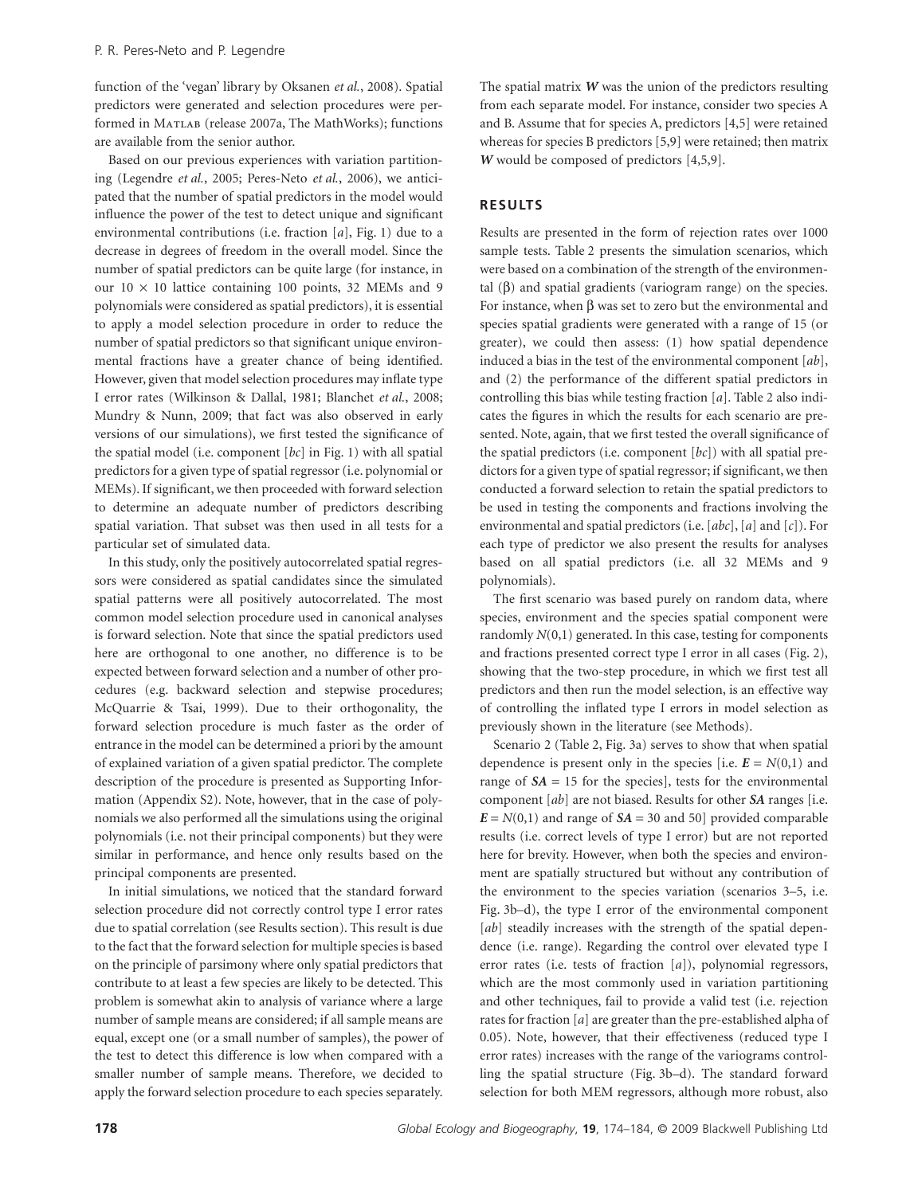function of the 'vegan' library by Oksanen *et al.*, 2008). Spatial predictors were generated and selection procedures were performed in MATLAB (release 2007a, The MathWorks); functions are available from the senior author.

Based on our previous experiences with variation partitioning (Legendre *et al.*, 2005; Peres-Neto *et al.*, 2006), we anticipated that the number of spatial predictors in the model would influence the power of the test to detect unique and significant environmental contributions (i.e. fraction [*a*], Fig. 1) due to a decrease in degrees of freedom in the overall model. Since the number of spatial predictors can be quite large (for instance, in our $10 \times 10$ lattice containing 100 points, 32 MEMs and 9 polynomials were considered as spatial predictors), it is essential to apply a model selection procedure in order to reduce the number of spatial predictors so that significant unique environmental fractions have a greater chance of being identified. However, given that model selection procedures may inflate type I error rates (Wilkinson & Dallal, 1981; Blanchet *et al.*, 2008; Mundry & Nunn, 2009; that fact was also observed in early versions of our simulations), we first tested the significance of the spatial model (i.e. component [*bc*] in Fig. 1) with all spatial predictors for a given type of spatial regressor (i.e. polynomial or MEMs). If significant, we then proceeded with forward selection to determine an adequate number of predictors describing spatial variation. That subset was then used in all tests for a particular set of simulated data.

In this study, only the positively autocorrelated spatial regressors were considered as spatial candidates since the simulated spatial patterns were all positively autocorrelated. The most common model selection procedure used in canonical analyses is forward selection. Note that since the spatial predictors used here are orthogonal to one another, no difference is to be expected between forward selection and a number of other procedures (e.g. backward selection and stepwise procedures; McQuarrie & Tsai, 1999). Due to their orthogonality, the forward selection procedure is much faster as the order of entrance in the model can be determined a priori by the amount of explained variation of a given spatial predictor. The complete description of the procedure is presented as Supporting Information (Appendix S2). Note, however, that in the case of polynomials we also performed all the simulations using the original polynomials (i.e. not their principal components) but they were similar in performance, and hence only results based on the principal components are presented.

In initial simulations, we noticed that the standard forward selection procedure did not correctly control type I error rates due to spatial correlation (see Results section). This result is due to the fact that the forward selection for multiple species is based on the principle of parsimony where only spatial predictors that contribute to at least a few species are likely to be detected. This problem is somewhat akin to analysis of variance where a large number of sample means are considered; if all sample means are equal, except one (or a small number of samples), the power of the test to detect this difference is low when compared with a smaller number of sample means. Therefore, we decided to apply the forward selection procedure to each species separately. The spatial matrix $\boldsymbol{W}$ was the union of the predictors resulting from each separate model. For instance, consider two species A and B. Assume that for species A, predictors [4,5] were retained whereas for species B predictors [5,9] were retained; then matrix $\boldsymbol{W}$ would be composed of predictors [4,5,9].

## RESULTS

Results are presented in the form of rejection rates over 1000 sample tests. Table 2 presents the simulation scenarios, which were based on a combination of the strength of the environmental ($\beta$) and spatial gradients (variogram range) on the species. For instance, when $\beta$ was set to zero but the environmental and species spatial gradients were generated with a range of 15 (or greater), we could then assess: (1) how spatial dependence induced a bias in the test of the environmental component [*ab*], and (2) the performance of the different spatial predictors in controlling this bias while testing fraction [*a*]. Table 2 also indicates the figures in which the results for each scenario are presented. Note, again, that we first tested the overall significance of the spatial predictors (i.e. component [*bc*]) with all spatial predictors for a given type of spatial regressor; if significant, we then conducted a forward selection to retain the spatial predictors to be used in testing the components and fractions involving the environmental and spatial predictors (i.e. [*abc*], [*a*] and [*c*]). For each type of predictor we also present the results for analyses based on all spatial predictors (i.e. all 32 MEMs and 9 polynomials).

The first scenario was based purely on random data, where species, environment and the species spatial component were randomly $N(0,1)$ generated. In this case, testing for components and fractions presented correct type I error in all cases (Fig. 2), showing that the two-step procedure, in which we first test all predictors and then run the model selection, is an effective way of controlling the inflated type I errors in model selection as previously shown in the literature (see Methods).

Scenario 2 (Table 2, Fig. 3a) serves to show that when spatial dependence is present only in the species [i.e. $\boldsymbol{E} = N(0,1)$ and range of $\boldsymbol{SA} = 15$ for the species], tests for the environmental component [*ab*] are not biased. Results for other $\boldsymbol{SA}$ ranges [i.e. $\boldsymbol{E} = N(0,1)$ and range of $\boldsymbol{SA} = 30$ and 50] provided comparable results (i.e. correct levels of type I error) but are not reported here for brevity. However, when both the species and environment are spatially structured but without any contribution of the environment to the species variation (scenarios 3–5, i.e. Fig. 3b–d), the type I error of the environmental component [*ab*] steadily increases with the strength of the spatial dependence (i.e. range). Regarding the control over elevated type I error rates (i.e. tests of fraction [*a*]), polynomial regressors, which are the most commonly used in variation partitioning and other techniques, fail to provide a valid test (i.e. rejection rates for fraction [*a*] are greater than the pre-established alpha of 0.05). Note, however, that their effectiveness (reduced type I error rates) increases with the range of the variograms controlling the spatial structure (Fig. 3b–d). The standard forward selection for both MEM regressors, although more robust, also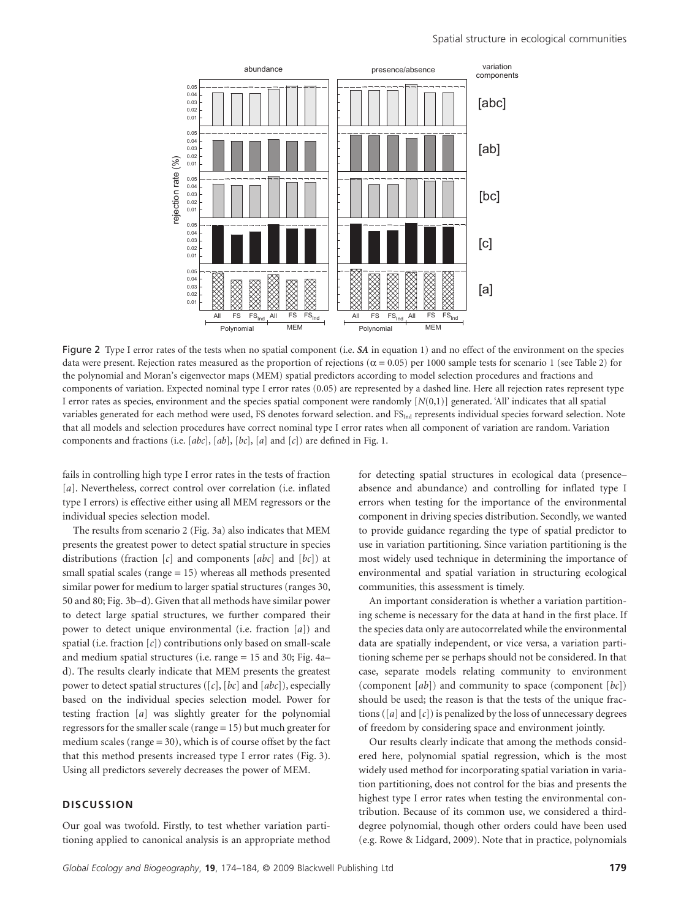Figure 2 Type I error rates of the tests when no spatial component (i.e. ***SA*** in equation 1) and no effect of the environment on the species data were present. Rejection rates measured as the proportion of rejections ($\alpha = 0.05$) per 1000 sample tests for scenario 1 (see Table 2) for the polynomial and Moran's eigenvector maps (MEM) spatial predictors according to model selection procedures and fractions and components of variation. Expected nominal type I error rates (0.05) are represented by a dashed line. Here all rejection rates represent type I error rates as species, environment and the species spatial component were randomly [$N(0,1)$] generated. 'All' indicates that all spatial variables generated for each method were used, FS denotes forward selection. and $FS_{Ind}$ represents individual species forward selection. Note that all models and selection procedures have correct nominal type I error rates when all component of variation are random. Variation components and fractions (i.e. [*abc*], [*ab*], [*bc*], [*a*] and [*c*]) are defined in Fig. 1.

fails in controlling high type I error rates in the tests of fraction [*a*]. Nevertheless, correct control over correlation (i.e. inflated type I errors) is effective either using all MEM regressors or the individual species selection model.

The results from scenario 2 (Fig. 3a) also indicates that MEM presents the greatest power to detect spatial structure in species distributions (fraction [*c*] and components [*abc*] and [*bc*]) at small spatial scales (range = 15) whereas all methods presented similar power for medium to larger spatial structures (ranges 30, 50 and 80; Fig. 3b–d). Given that all methods have similar power to detect large spatial structures, we further compared their power to detect unique environmental (i.e. fraction [*a*]) and spatial (i.e. fraction [*c*]) contributions only based on small-scale and medium spatial structures (i.e. range = 15 and 30; Fig. 4a–d). The results clearly indicate that MEM presents the greatest power to detect spatial structures ([*c*], [*bc*] and [*abc*]), especially based on the individual species selection model. Power for testing fraction [*a*] was slightly greater for the polynomial regressors for the smaller scale (range = 15) but much greater for medium scales (range = 30), which is of course offset by the fact that this method presents increased type I error rates (Fig. 3). Using all predictors severely decreases the power of MEM.

## DISCUSSION

Our goal was twofold. Firstly, to test whether variation partitioning applied to canonical analysis is an appropriate method for detecting spatial structures in ecological data (presence–absence and abundance) and controlling for inflated type I errors when testing for the importance of the environmental component in driving species distribution. Secondly, we wanted to provide guidance regarding the type of spatial predictor to use in variation partitioning. Since variation partitioning is the most widely used technique in determining the importance of environmental and spatial variation in structuring ecological communities, this assessment is timely.

An important consideration is whether a variation partitioning scheme is necessary for the data at hand in the first place. If the species data only are autocorrelated while the environmental data are spatially independent, or vice versa, a variation partitioning scheme per se perhaps should not be considered. In that case, separate models relating community to environment (component [*ab*]) and community to space (component [*bc*]) should be used; the reason is that the tests of the unique fractions ([*a*] and [*c*]) is penalized by the loss of unnecessary degrees of freedom by considering space and environment jointly.

Our results clearly indicate that among the methods considered here, polynomial spatial regression, which is the most widely used method for incorporating spatial variation in variation partitioning, does not control for the bias and presents the highest type I error rates when testing the environmental contribution. Because of its common use, we considered a third-degree polynomial, though other orders could have been used (e.g. Rowe & Lidgard, 2009). Note that in practice, polynomials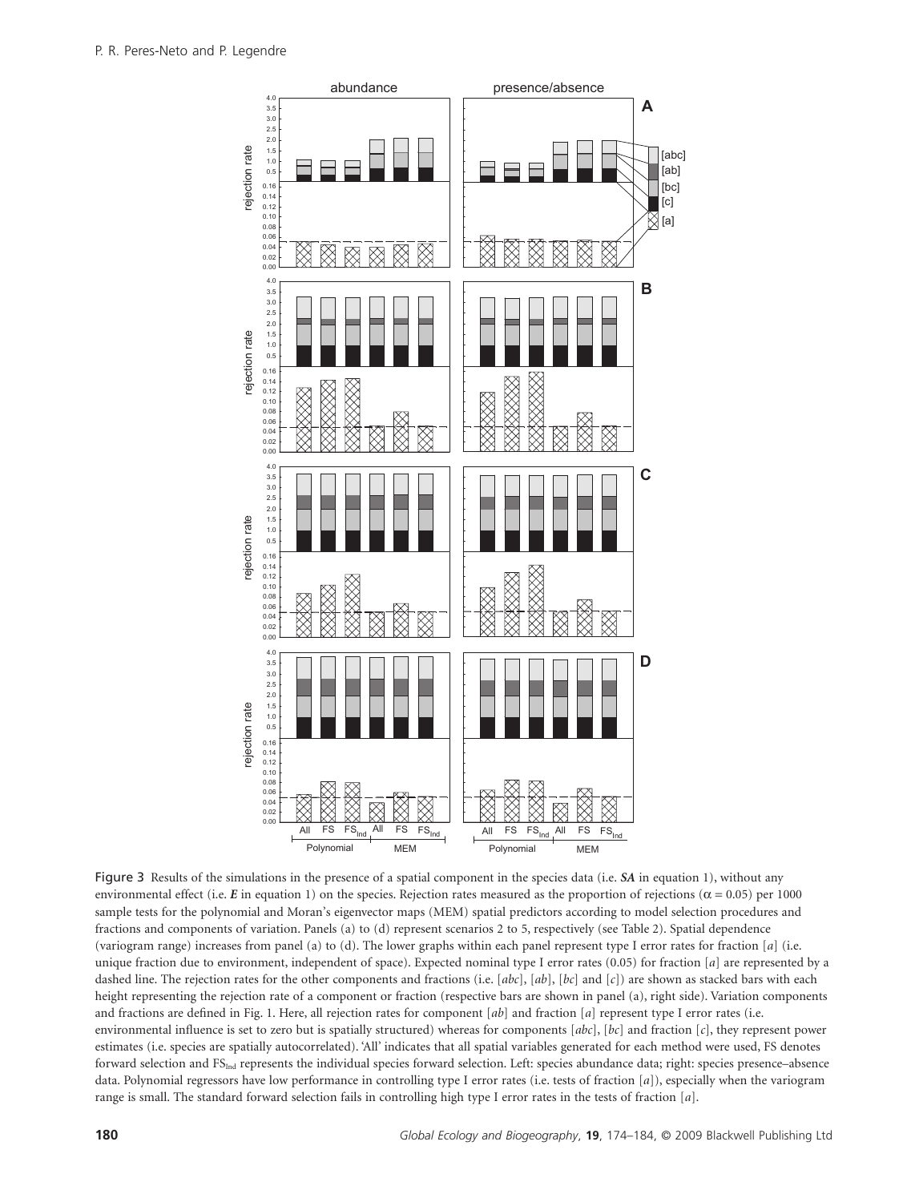Figure 3 Results of the simulations in the presence of a spatial component in the species data (i.e. ***SA*** in equation 1), without any environmental effect (i.e. ***E*** in equation 1) on the species. Rejection rates measured as the proportion of rejections ($\alpha = 0.05$) per 1000 sample tests for the polynomial and Moran's eigenvector maps (MEM) spatial predictors according to model selection procedures and fractions and components of variation. Panels (a) to (d) represent scenarios 2 to 5, respectively (see Table 2). Spatial dependence (variogram range) increases from panel (a) to (d). The lower graphs within each panel represent type I error rates for fraction [*a*] (i.e. unique fraction due to environment, independent of space). Expected nominal type I error rates (0.05) for fraction [*a*] are represented by a dashed line. The rejection rates for the other components and fractions (i.e. [*abc*], [*ab*], [*bc*] and [*c*]) are shown as stacked bars with each height representing the rejection rate of a component or fraction (respective bars are shown in panel (a), right side). Variation components and fractions are defined in Fig. 1. Here, all rejection rates for component [*ab*] and fraction [*a*] represent type I error rates (i.e. environmental influence is set to zero but is spatially structured) whereas for components [*abc*], [*bc*] and fraction [*c*], they represent power estimates (i.e. species are spatially autocorrelated). 'All' indicates that all spatial variables generated for each method were used, FS denotes forward selection and $FS_{Ind}$ represents the individual species forward selection. Left: species abundance data; right: species presence–absence data. Polynomial regressors have low performance in controlling type I error rates (i.e. tests of fraction [*a*]), especially when the variogram range is small. The standard forward selection fails in controlling high type I error rates in the tests of fraction [*a*].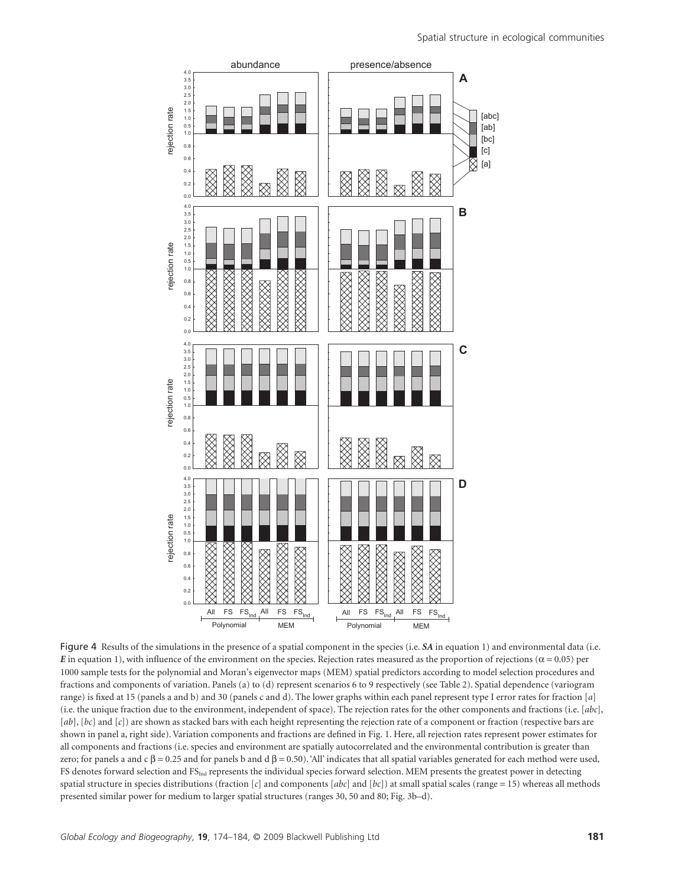Figure 4 Results of the simulations in the presence of a spatial component in the species (i.e. ***SA*** in equation 1) and environmental data (i.e. ***E*** in equation 1), with influence of the environment on the species. Rejection rates measured as the proportion of rejections ($\alpha = 0.05$) per 1000 sample tests for the polynomial and Moran's eigenvector maps (MEM) spatial predictors according to model selection procedures and fractions and components of variation. Panels (a) to (d) represent scenarios 6 to 9 respectively (see Table 2). Spatial dependence (variogram range) is fixed at 15 (panels a and b) and 30 (panels c and d). The lower graphs within each panel represent type I error rates for fraction [*a*] (i.e. the unique fraction due to the environment, independent of space). The rejection rates for the other components and fractions (i.e. [*abc*], [*ab*], [*bc*] and [*c*]) are shown as stacked bars with each height representing the rejection rate of a component or fraction (respective bars are shown in panel a, right side). Variation components and fractions are defined in Fig. 1. Here, all rejection rates represent power estimates for all components and fractions (i.e. species and environment are spatially autocorrelated and the environmental contribution is greater than zero; for panels a and c $\beta = 0.25$ and for panels b and d $\beta = 0.50$). 'All' indicates that all spatial variables generated for each method were used, FS denotes forward selection and $FS_{Ind}$ represents the individual species forward selection. MEM presents the greatest power in detecting spatial structure in species distributions (fraction [*c*] and components [*abc*] and [*bc*]) at small spatial scales (range = 15) whereas all methods presented similar power for medium to larger spatial structures (ranges 30, 50 and 80; Fig. 3b–d).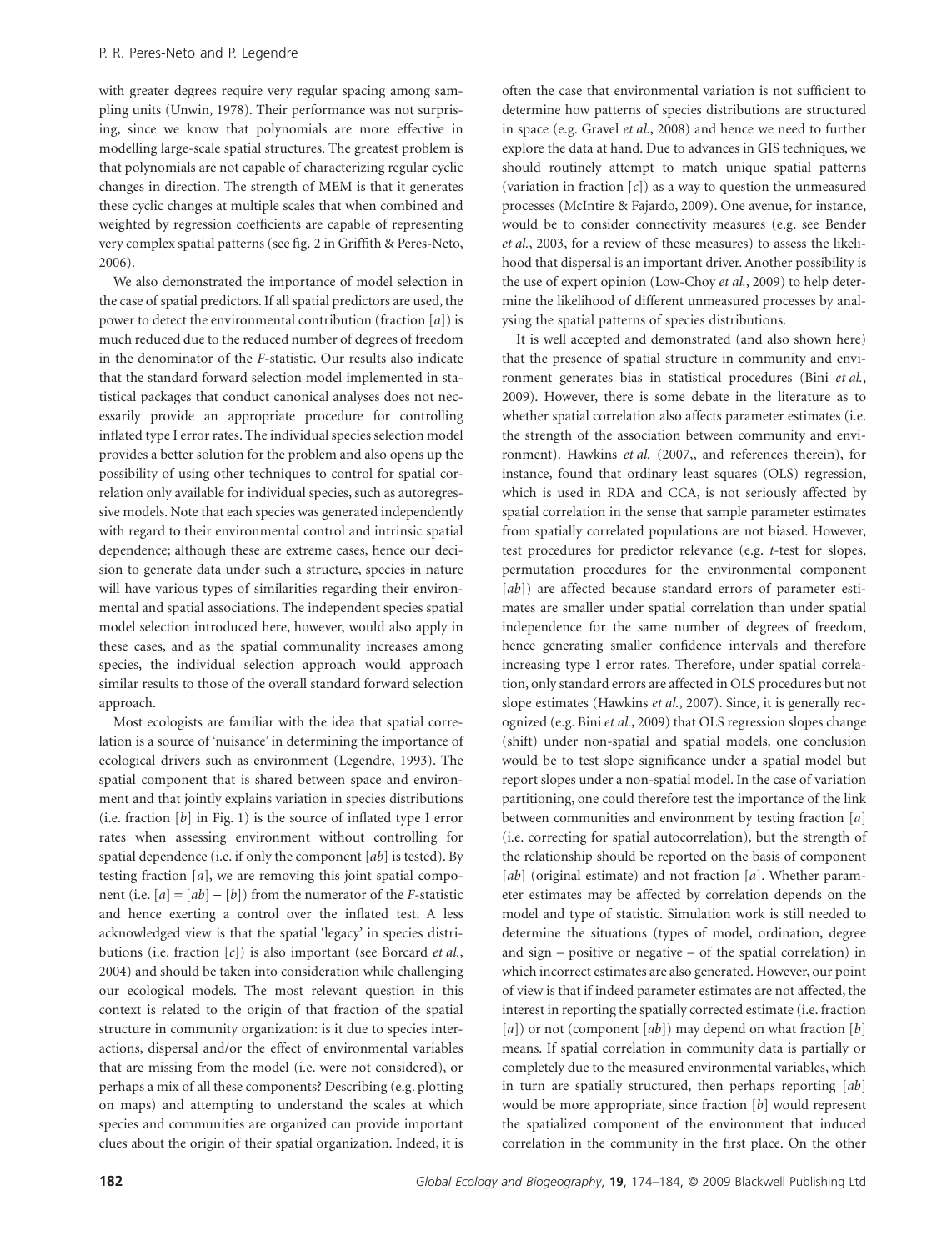with greater degrees require very regular spacing among sampling units (Unwin, 1978). Their performance was not surprising, since we know that polynomials are more effective in modelling large-scale spatial structures. The greatest problem is that polynomials are not capable of characterizing regular cyclic changes in direction. The strength of MEM is that it generates these cyclic changes at multiple scales that when combined and weighted by regression coefficients are capable of representing very complex spatial patterns (see fig. 2 in Griffith & Peres-Neto, 2006).

We also demonstrated the importance of model selection in the case of spatial predictors. If all spatial predictors are used, the power to detect the environmental contribution (fraction [*a*]) is much reduced due to the reduced number of degrees of freedom in the denominator of the *F*-statistic. Our results also indicate that the standard forward selection model implemented in statistical packages that conduct canonical analyses does not necessarily provide an appropriate procedure for controlling inflated type I error rates. The individual species selection model provides a better solution for the problem and also opens up the possibility of using other techniques to control for spatial correlation only available for individual species, such as autoregressive models. Note that each species was generated independently with regard to their environmental control and intrinsic spatial dependence; although these are extreme cases, hence our decision to generate data under such a structure, species in nature will have various types of similarities regarding their environmental and spatial associations. The independent species spatial model selection introduced here, however, would also apply in these cases, and as the spatial communality increases among species, the individual selection approach would approach similar results to those of the overall standard forward selection approach.

Most ecologists are familiar with the idea that spatial correlation is a source of 'nuisance' in determining the importance of ecological drivers such as environment (Legendre, 1993). The spatial component that is shared between space and environment and that jointly explains variation in species distributions (i.e. fraction [*b*] in Fig. 1) is the source of inflated type I error rates when assessing environment without controlling for spatial dependence (i.e. if only the component [*ab*] is tested). By testing fraction [*a*], we are removing this joint spatial component (i.e. $[a] = [ab] - [b]$) from the numerator of the *F*-statistic and hence exerting a control over the inflated test. A less acknowledged view is that the spatial 'legacy' in species distributions (i.e. fraction [*c*]) is also important (see Borcard *et al.*, 2004) and should be taken into consideration while challenging our ecological models. The most relevant question in this context is related to the origin of that fraction of the spatial structure in community organization: is it due to species interactions, dispersal and/or the effect of environmental variables that are missing from the model (i.e. were not considered), or perhaps a mix of all these components? Describing (e.g. plotting on maps) and attempting to understand the scales at which species and communities are organized can provide important clues about the origin of their spatial organization. Indeed, it is often the case that environmental variation is not sufficient to determine how patterns of species distributions are structured in space (e.g. Gravel *et al.*, 2008) and hence we need to further explore the data at hand. Due to advances in GIS techniques, we should routinely attempt to match unique spatial patterns (variation in fraction [*c*]) as a way to question the unmeasured processes (McIntire & Fajardo, 2009). One avenue, for instance, would be to consider connectivity measures (e.g. see Bender *et al.*, 2003, for a review of these measures) to assess the likelihood that dispersal is an important driver. Another possibility is the use of expert opinion (Low-Choy *et al.*, 2009) to help determine the likelihood of different unmeasured processes by analysing the spatial patterns of species distributions.

It is well accepted and demonstrated (and also shown here) that the presence of spatial structure in community and environment generates bias in statistical procedures (Bini *et al.*, 2009). However, there is some debate in the literature as to whether spatial correlation also affects parameter estimates (i.e. the strength of the association between community and environment). Hawkins *et al.* (2007,, and references therein), for instance, found that ordinary least squares (OLS) regression, which is used in RDA and CCA, is not seriously affected by spatial correlation in the sense that sample parameter estimates from spatially correlated populations are not biased. However, test procedures for predictor relevance (e.g. *t*-test for slopes, permutation procedures for the environmental component [*ab*]) are affected because standard errors of parameter estimates are smaller under spatial correlation than under spatial independence for the same number of degrees of freedom, hence generating smaller confidence intervals and therefore increasing type I error rates. Therefore, under spatial correlation, only standard errors are affected in OLS procedures but not slope estimates (Hawkins *et al.*, 2007). Since, it is generally recognized (e.g. Bini *et al.*, 2009) that OLS regression slopes change (shift) under non-spatial and spatial models, one conclusion would be to test slope significance under a spatial model but report slopes under a non-spatial model. In the case of variation partitioning, one could therefore test the importance of the link between communities and environment by testing fraction [*a*] (i.e. correcting for spatial autocorrelation), but the strength of the relationship should be reported on the basis of component [*ab*] (original estimate) and not fraction [*a*]. Whether parameter estimates may be affected by correlation depends on the model and type of statistic. Simulation work is still needed to determine the situations (types of model, ordination, degree and sign – positive or negative – of the spatial correlation) in which incorrect estimates are also generated. However, our point of view is that if indeed parameter estimates are not affected, the interest in reporting the spatially corrected estimate (i.e. fraction [*a*]) or not (component [*ab*]) may depend on what fraction [*b*] means. If spatial correlation in community data is partially or completely due to the measured environmental variables, which in turn are spatially structured, then perhaps reporting [*ab*] would be more appropriate, since fraction [*b*] would represent the spatialized component of the environment that induced correlation in the community in the first place. On the other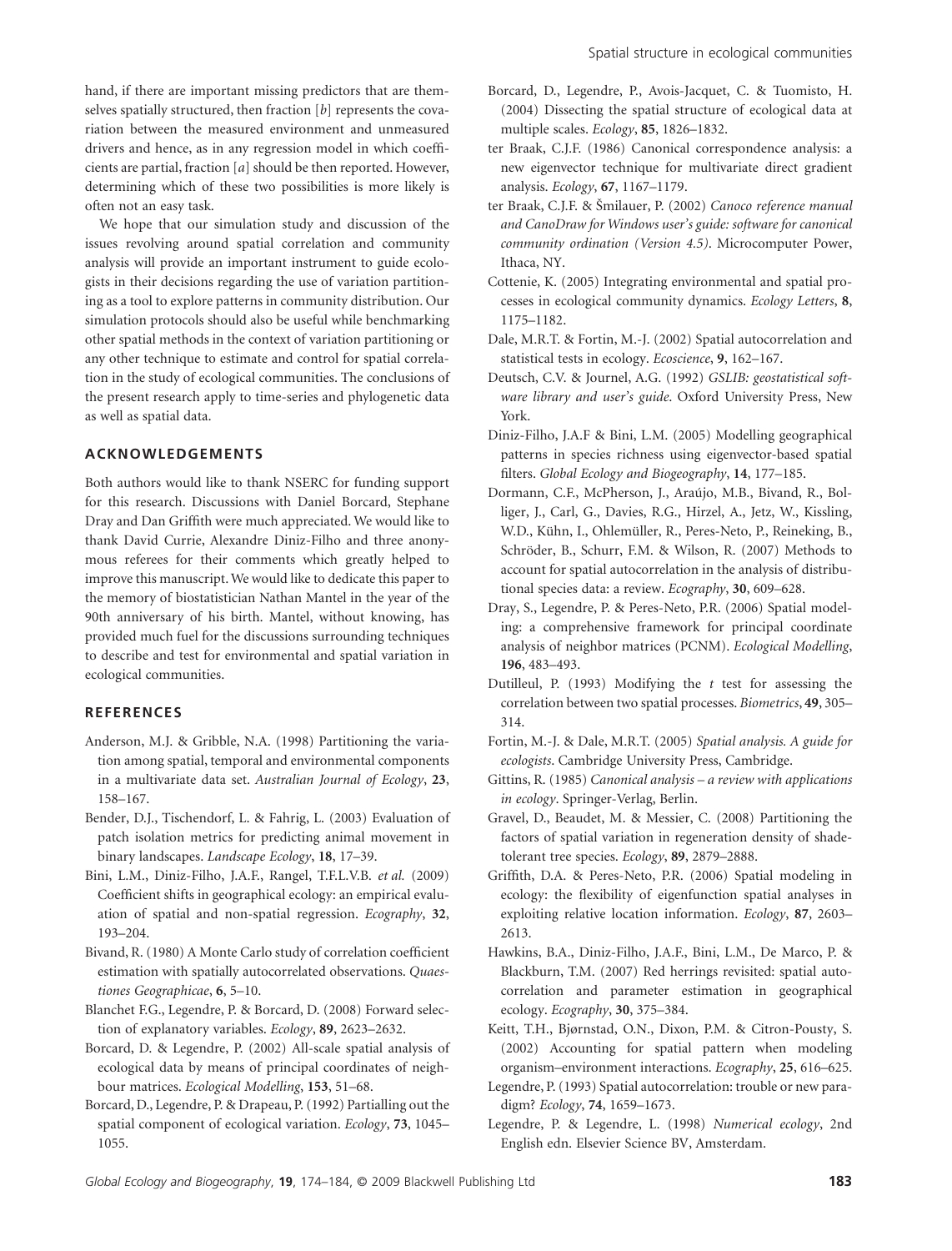hand, if there are important missing predictors that are themselves spatially structured, then fraction [b] represents the covariation between the measured environment and unmeasured drivers and hence, as in any regression model in which coefficients are partial, fraction [a] should be then reported. However, determining which of these two possibilities is more likely is often not an easy task.

We hope that our simulation study and discussion of the issues revolving around spatial correlation and community analysis will provide an important instrument to guide ecologists in their decisions regarding the use of variation partitioning as a tool to explore patterns in community distribution. Our simulation protocols should also be useful while benchmarking other spatial methods in the context of variation partitioning or any other technique to estimate and control for spatial correlation in the study of ecological communities. The conclusions of the present research apply to time-series and phylogenetic data as well as spatial data.

## ACKNOWLEDGEMENTS

Both authors would like to thank NSERC for funding support for this research. Discussions with Daniel Borcard, Stephane Dray and Dan Griffith were much appreciated. We would like to thank David Currie, Alexandre Diniz-Filho and three anonymous referees for their comments which greatly helped to improve this manuscript. We would like to dedicate this paper to the memory of biostatistician Nathan Mantel in the year of the 90th anniversary of his birth. Mantel, without knowing, has provided much fuel for the discussions surrounding techniques to describe and test for environmental and spatial variation in ecological communities.

## REFERENCES

Anderson, M.J. & Gribble, N.A. (1998) Partitioning the variation among spatial, temporal and environmental components in a multivariate data set. *Australian Journal of Ecology*, **23**, 158–167.

Bender, D.J., Tischendorf, L. & Fahrig, L. (2003) Evaluation of patch isolation metrics for predicting animal movement in binary landscapes. *Landscape Ecology*, **18**, 17–39.

Bini, L.M., Diniz-Filho, J.A.F., Rangel, T.F.L.V.B. *et al.* (2009) Coefficient shifts in geographical ecology: an empirical evaluation of spatial and non-spatial regression. *Ecography*, **32**, 193–204.

Bivand, R. (1980) A Monte Carlo study of correlation coefficient estimation with spatially autocorrelated observations. *Quaestiones Geographicae*, **6**, 5–10.

Blanchet F.G., Legendre, P. & Borcard, D. (2008) Forward selection of explanatory variables. *Ecology*, **89**, 2623–2632.

Borcard, D. & Legendre, P. (2002) All-scale spatial analysis of ecological data by means of principal coordinates of neighbour matrices. *Ecological Modelling*, **153**, 51–68.

Borcard, D., Legendre, P. & Drapeau, P. (1992) Partialling out the spatial component of ecological variation. *Ecology*, **73**, 1045–1055.

Borcard, D., Legendre, P., Avois-Jacquet, C. & Tuomisto, H. (2004) Dissecting the spatial structure of ecological data at multiple scales. *Ecology*, **85**, 1826–1832.

ter Braak, C.J.F. (1986) Canonical correspondence analysis: a new eigenvector technique for multivariate direct gradient analysis. *Ecology*, **67**, 1167–1179.

ter Braak, C.J.F. & Šmilauer, P. (2002) *Canoco reference manual and CanoDraw for Windows user's guide: software for canonical community ordination (Version 4.5)*. Microcomputer Power, Ithaca, NY.

Cottenie, K. (2005) Integrating environmental and spatial processes in ecological community dynamics. *Ecology Letters*, **8**, 1175–1182.

Dale, M.R.T. & Fortin, M.-J. (2002) Spatial autocorrelation and statistical tests in ecology. *Ecoscience*, **9**, 162–167.

Deutsch, C.V. & Journel, A.G. (1992) *GSLIB: geostatistical software library and user's guide*. Oxford University Press, New York.

Diniz-Filho, J.A.F & Bini, L.M. (2005) Modelling geographical patterns in species richness using eigenvector-based spatial filters. *Global Ecology and Biogeography*, **14**, 177–185.

Dormann, C.F., McPherson, J., Araújo, M.B., Bivand, R., Bolliger, J., Carl, G., Davies, R.G., Hirzel, A., Jetz, W., Kissling, W.D., Kühn, I., Ohlemüller, R., Peres-Neto, P., Reineking, B., Schröder, B., Schurr, F.M. & Wilson, R. (2007) Methods to account for spatial autocorrelation in the analysis of distributional species data: a review. *Ecography*, **30**, 609–628.

Dray, S., Legendre, P. & Peres-Neto, P.R. (2006) Spatial modeling: a comprehensive framework for principal coordinate analysis of neighbor matrices (PCNM). *Ecological Modelling*, **196**, 483–493.

Dutilleul, P. (1993) Modifying the *t* test for assessing the correlation between two spatial processes. *Biometrics*, **49**, 305–314.

Fortin, M.-J. & Dale, M.R.T. (2005) *Spatial analysis. A guide for ecologists*. Cambridge University Press, Cambridge.

Gittins, R. (1985) *Canonical analysis – a review with applications in ecology*. Springer-Verlag, Berlin.

Gravel, D., Beaudet, M. & Messier, C. (2008) Partitioning the factors of spatial variation in regeneration density of shade-tolerant tree species. *Ecology*, **89**, 2879–2888.

Griffith, D.A. & Peres-Neto, P.R. (2006) Spatial modeling in ecology: the flexibility of eigenfunction spatial analyses in exploiting relative location information. *Ecology*, **87**, 2603–2613.

Hawkins, B.A., Diniz-Filho, J.A.F., Bini, L.M., De Marco, P. & Blackburn, T.M. (2007) Red herrings revisited: spatial autocorrelation and parameter estimation in geographical ecology. *Ecography*, **30**, 375–384.

Keitt, T.H., Bjørnstad, O.N., Dixon, P.M. & Citron-Pousty, S. (2002) Accounting for spatial pattern when modeling organism–environment interactions. *Ecography*, **25**, 616–625.

Legendre, P. (1993) Spatial autocorrelation: trouble or new paradigm? *Ecology*, **74**, 1659–1673.

Legendre, P. & Legendre, L. (1998) *Numerical ecology*, 2nd English edn. Elsevier Science BV, Amsterdam.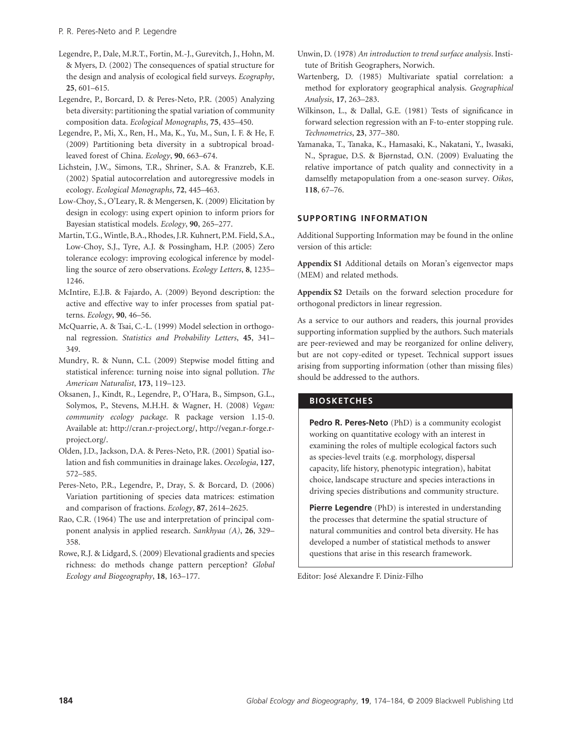Legendre, P., Dale, M.R.T., Fortin, M.-J., Gurevitch, J., Hohn, M. & Myers, D. (2002) The consequences of spatial structure for the design and analysis of ecological field surveys. *Ecography*, **25**, 601–615.

Legendre, P., Borcard, D. & Peres-Neto, P.R. (2005) Analyzing beta diversity: partitioning the spatial variation of community composition data. *Ecological Monographs*, **75**, 435–450.

Legendre, P., Mi, X., Ren, H., Ma, K., Yu, M., Sun, I. F. & He, F. (2009) Partitioning beta diversity in a subtropical broad-leaved forest of China. *Ecology*, **90**, 663–674.

Lichstein, J.W., Simons, T.R., Shriner, S.A. & Franzreb, K.E. (2002) Spatial autocorrelation and autoregressive models in ecology. *Ecological Monographs*, **72**, 445–463.

Low-Choy, S., O'Leary, R. & Mengersen, K. (2009) Elicitation by design in ecology: using expert opinion to inform priors for Bayesian statistical models. *Ecology*, **90**, 265–277.

Martin, T.G., Wintle, B.A., Rhodes, J.R. Kuhnert, P.M. Field, S.A., Low-Choy, S.J., Tyre, A.J. & Possingham, H.P. (2005) Zero tolerance ecology: improving ecological inference by modelling the source of zero observations. *Ecology Letters*, **8**, 1235–1246.

McIntire, E.J.B. & Fajardo, A. (2009) Beyond description: the active and effective way to infer processes from spatial patterns. *Ecology*, **90**, 46–56.

McQuarrie, A. & Tsai, C.-L. (1999) Model selection in orthogonal regression. *Statistics and Probability Letters*, **45**, 341–349.

Mundry, R. & Nunn, C.L. (2009) Stepwise model fitting and statistical inference: turning noise into signal pollution. *The American Naturalist*, **173**, 119–123.

Oksanen, J., Kindt, R., Legendre, P., O'Hara, B., Simpson, G.L., Solymos, P., Stevens, M.H.H. & Wagner, H. (2008) *Vegan: community ecology package*. R package version 1.15-0. Available at: http://cran.r-project.org/, http://vegan.r-forge.r-project.org/.

Olden, J.D., Jackson, D.A. & Peres-Neto, P.R. (2001) Spatial isolation and fish communities in drainage lakes. *Oecologia*, **127**, 572–585.

Peres-Neto, P.R., Legendre, P., Dray, S. & Borcard, D. (2006) Variation partitioning of species data matrices: estimation and comparison of fractions. *Ecology*, **87**, 2614–2625.

Rao, C.R. (1964) The use and interpretation of principal component analysis in applied research. *Sankhyaa (A)*, **26**, 329–358.

Rowe, R.J. & Lidgard, S. (2009) Elevational gradients and species richness: do methods change pattern perception? *Global Ecology and Biogeography*, **18**, 163–177.

Unwin, D. (1978) *An introduction to trend surface analysis*. Institute of British Geographers, Norwich.

Wartenberg, D. (1985) Multivariate spatial correlation: a method for exploratory geographical analysis. *Geographical Analysis*, **17**, 263–283.

Wilkinson, L., & Dallal, G.E. (1981) Tests of significance in forward selection regression with an F-to-enter stopping rule. *Technometrics*, **23**, 377–380.

Yamanaka, T., Tanaka, K., Hamasaki, K., Nakatani, Y., Iwasaki, N., Sprague, D.S. & Bjørnstad, O.N. (2009) Evaluating the relative importance of patch quality and connectivity in a damselfly metapopulation from a one-season survey. *Oikos*, **118**, 67–76.

## SUPPORTING INFORMATION

Additional Supporting Information may be found in the online version of this article:

**Appendix S1** Additional details on Moran's eigenvector maps (MEM) and related methods.

**Appendix S2** Details on the forward selection procedure for orthogonal predictors in linear regression.

As a service to our authors and readers, this journal provides supporting information supplied by the authors. Such materials are peer-reviewed and may be reorganized for online delivery, but are not copy-edited or typeset. Technical support issues arising from supporting information (other than missing files) should be addressed to the authors.

## BIOSKETCHES

**Pedro R. Peres-Neto** (PhD) is a community ecologist working on quantitative ecology with an interest in examining the roles of multiple ecological factors such as species-level traits (e.g. morphology, dispersal capacity, life history, phenotypic integration), habitat choice, landscape structure and species interactions in driving species distributions and community structure.

**Pierre Legendre** (PhD) is interested in understanding the processes that determine the spatial structure of natural communities and control beta diversity. He has developed a number of statistical methods to answer questions that arise in this research framework.

Editor: José Alexandre F. Diniz-Filho